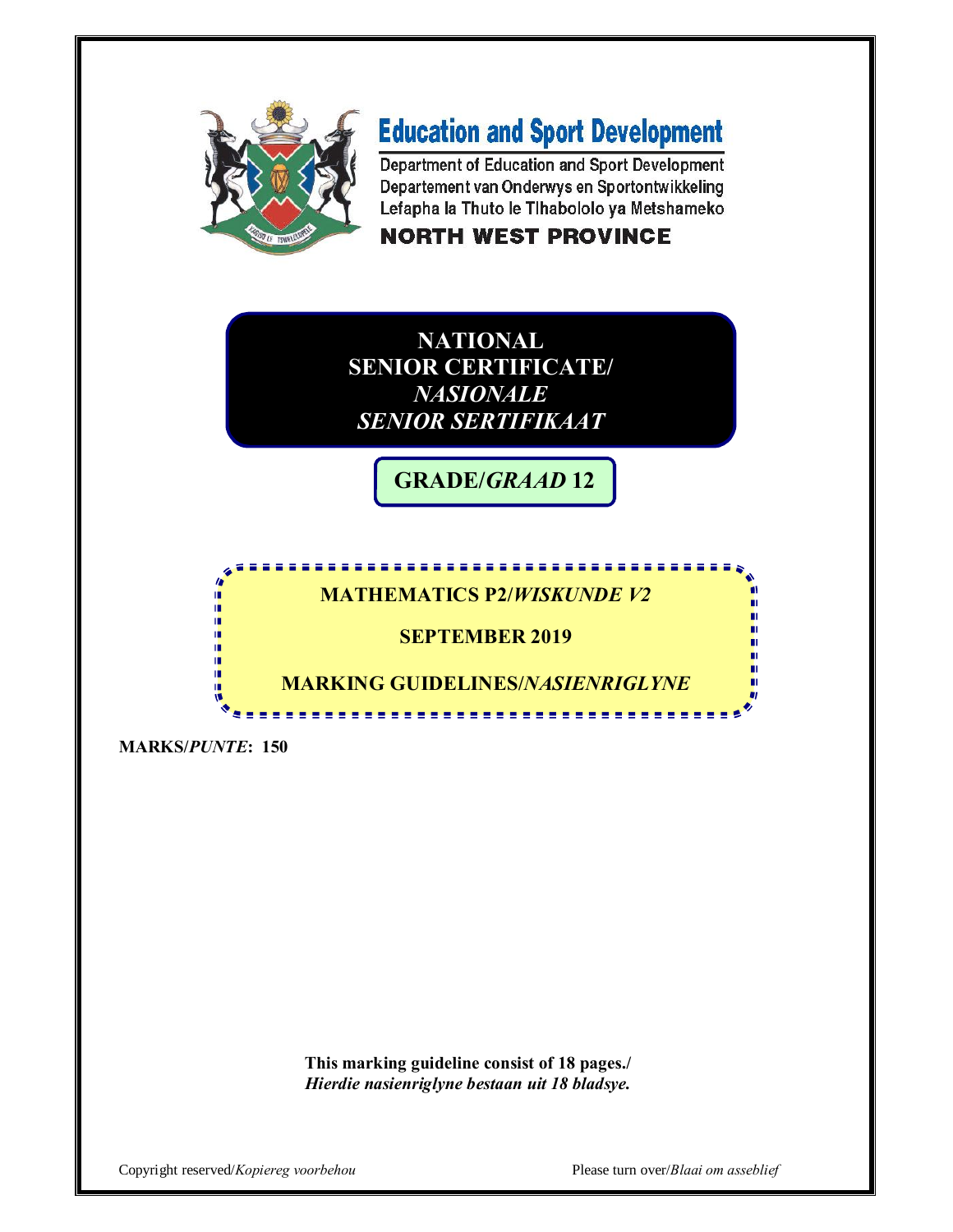**Education and Sport Development**

Department of Education and Sport Development
Departement van Onderwys en Sportontwikkeling
Lefapha la Thuto le Tlhabololo ya Metshameko

**NORTH WEST PROVINCE**

# NATIONAL SENIOR CERTIFICATE/ *NASIONALE SENIOR SERTIFIKAAT*

## GRADE/*GRAAD* 12

## MATHEMATICS P2/*WISKUNDE V2*

## SEPTEMBER 2019

## MARKING GUIDELINES/*NASIENRIGLYNE*

**MARKS/*PUNTE*: 150**

**This marking guideline consist of 18 pages./**
***Hierdie nasienriglyne bestaan uit 18 bladsye.***

Copyright reserved/*Kopiereg voorbehou*

Please turn over/*Blaai om asseblief*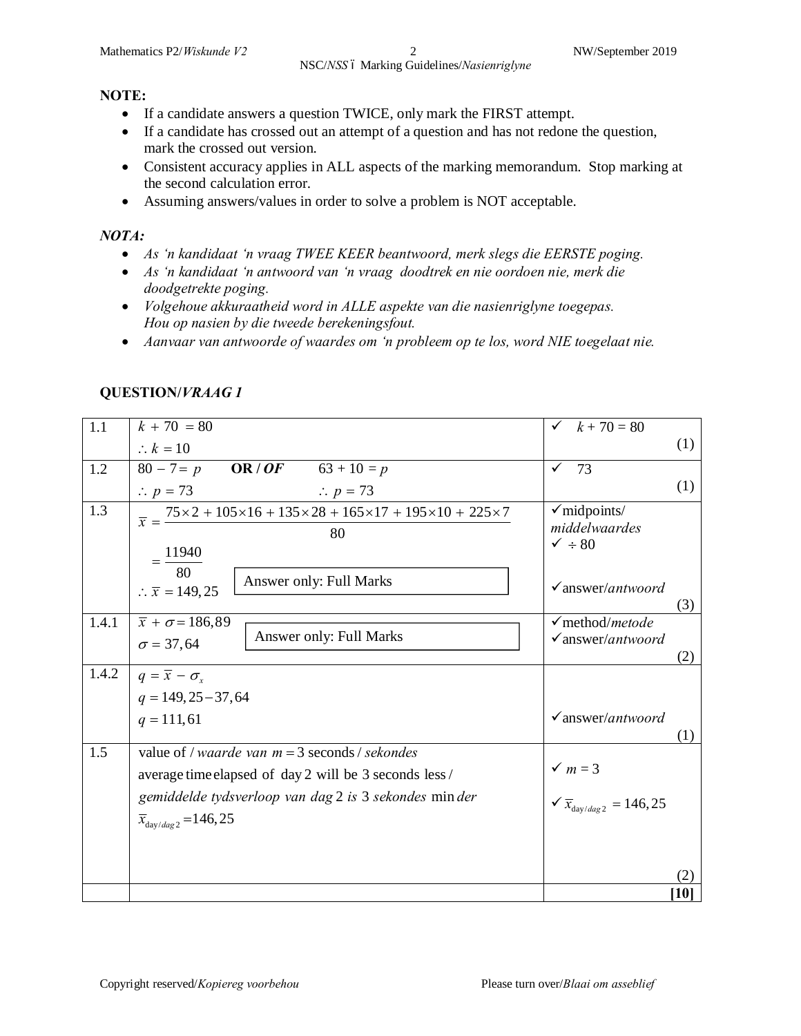**NOTE:**

- If a candidate answers a question TWICE, only mark the FIRST attempt.
- If a candidate has crossed out an attempt of a question and has not redone the question, mark the crossed out version.
- Consistent accuracy applies in ALL aspects of the marking memorandum. Stop marking at the second calculation error.
- Assuming answers/values in order to solve a problem is NOT acceptable.

***NOTA:***

- *As 'n kandidaat 'n vraag TWEE KEER beantwoord, merk slegs die EERSTE poging.*
- *As 'n kandidaat 'n antwoord van 'n vraag doodtrek en nie oordoen nie, merk die doodgetrekte poging.*
- *Volgehoue akkuraatheid word in ALLE aspekte van die nasienriglyne toegepas. Hou op nasien by die tweede berekeningsfout.*
- *Aanvaar van antwoorde of waardes om 'n probleem op te los, word NIE toegelaat nie.*

## QUESTION/*VRAAG 1*

| | | |
|---|---|---|
| 1.1 | $k + 70 = 80$<br>$\therefore k = 10$ | ✓ $k + 70 = 80$<br>(1) |
| 1.2 | $80 - 7 = p$ **OR / *OF*** $63 + 10 = p$<br>$\therefore p = 73$ $\therefore p = 73$ | ✓ 73<br>(1) |
| 1.3 | $\bar{x} = \dfrac{75\times2 + 105\times16 + 135\times28 + 165\times17 + 195\times10 + 225\times7}{80}$<br>$= \dfrac{11940}{80}$<br>$\therefore \bar{x} = 149,25$<br>Answer only: Full Marks | ✓midpoints/ *middelwaardes*<br>✓ $\div 80$<br>✓answer/*antwoord*<br>(3) |
| 1.4.1 | $\bar{x} + \sigma = 186,89$<br>$\sigma = 37,64$<br>Answer only: Full Marks | ✓method/*metode*<br>✓answer/*antwoord*<br>(2) |
| 1.4.2 | $q = \bar{x} - \sigma_x$<br>$q = 149,25 - 37,64$<br>$q = 111,61$ | ✓answer/*antwoord*<br>(1) |
| 1.5 | value of / *waarde van* $m = 3$ seconds / *sekondes*<br>average time elapsed of day 2 will be 3 seconds less / *gemiddelde tydsverloop van dag 2 is 3 sekondes minder*<br>$\bar{x}_{\text{day}/dag\,2} = 146,25$ | ✓ $m = 3$<br>✓ $\bar{x}_{\text{day}/dag\,2} = 146,25$<br>(2) |
| | | **[10]** |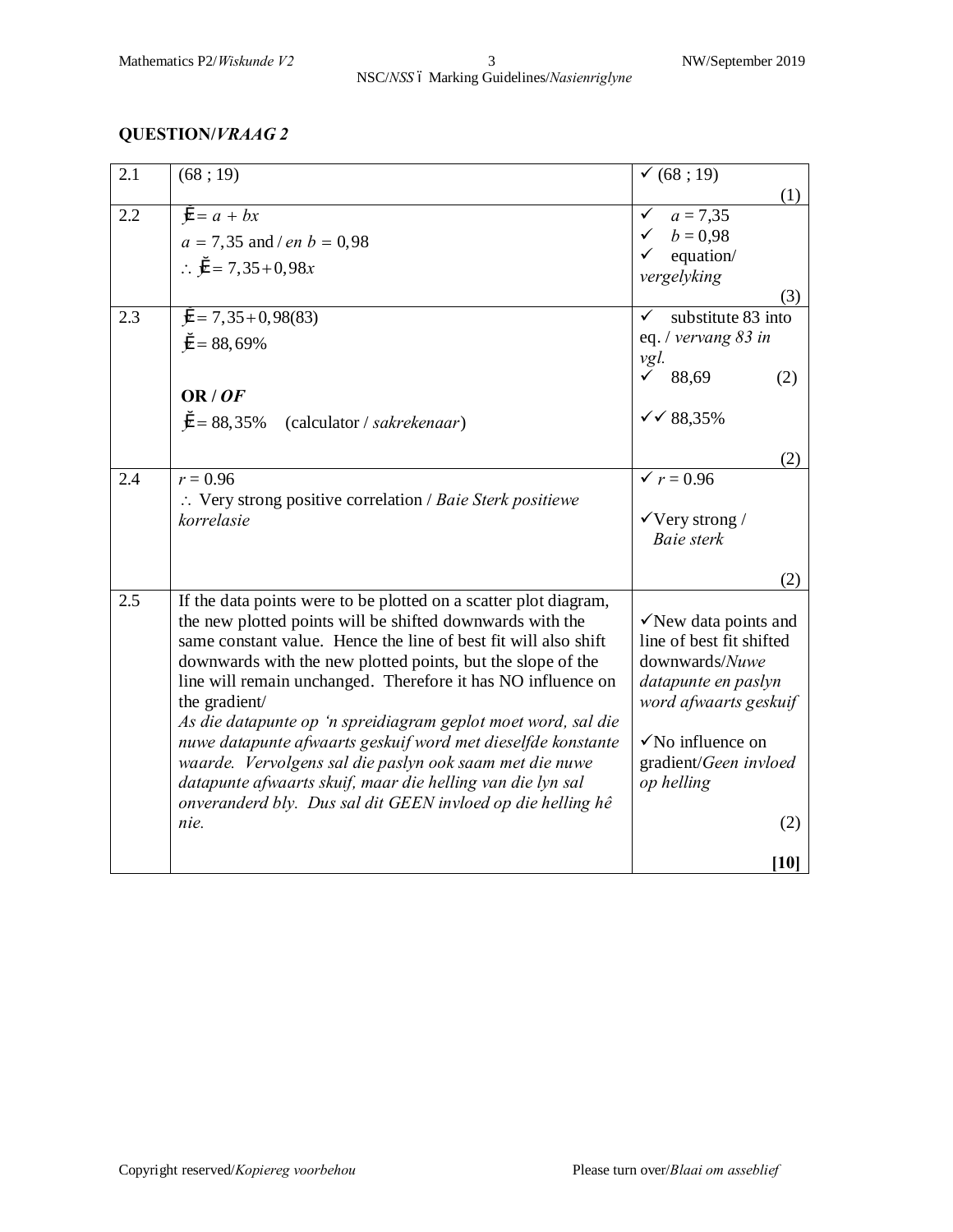## QUESTION/*VRAAG 2*

| | | |
|---|---|---|
| 2.1 | (68 ; 19) | ✓ (68 ; 19) (1) |
| 2.2 | $\hat{y} = a + bx$<br>$a = 7,35$ and / *en* $b = 0,98$<br>$\therefore \hat{y} = 7,35 + 0,98x$ | ✓ $a = 7,35$<br>✓ $b = 0,98$<br>✓ equation/ *vergelyking* (3) |
| 2.3 | $\hat{y} = 7,35 + 0,98(83)$<br>$\hat{y} = 88,69\%$<br><br>**OR / *OF***<br>$\hat{y} = 88,35\%$ (calculator / *sakrekenaar*) | ✓ substitute 83 into eq. / *vervang 83 in vgl.*<br>✓ 88,69 (2)<br><br>✓✓ 88,35% (2) |
| 2.4 | $r = 0.96$<br>$\therefore$ Very strong positive correlation / *Baie Sterk positiewe korrelasie* | ✓ $r = 0.96$<br><br>✓Very strong / *Baie sterk* (2) |
| 2.5 | If the data points were to be plotted on a scatter plot diagram, the new plotted points will be shifted downwards with the same constant value. Hence the line of best fit will also shift downwards with the new plotted points, but the slope of the line will remain unchanged. Therefore it has NO influence on the gradient/<br>*As die datapunte op 'n spreidiagram geplot moet word, sal die nuwe datapunte afwaarts geskuif word met dieselfde konstante waarde. Vervolgens sal die paslyn ook saam met die nuwe datapunte afwaarts skuif, maar die helling van die lyn sal onveranderd bly. Dus sal dit GEEN invloed op die helling hê nie.* | ✓New data points and line of best fit shifted downwards/*Nuwe datapunte en paslyn word afwaarts geskuif*<br><br>✓No influence on gradient/*Geen invloed op helling* (2)<br><br>**[10]** |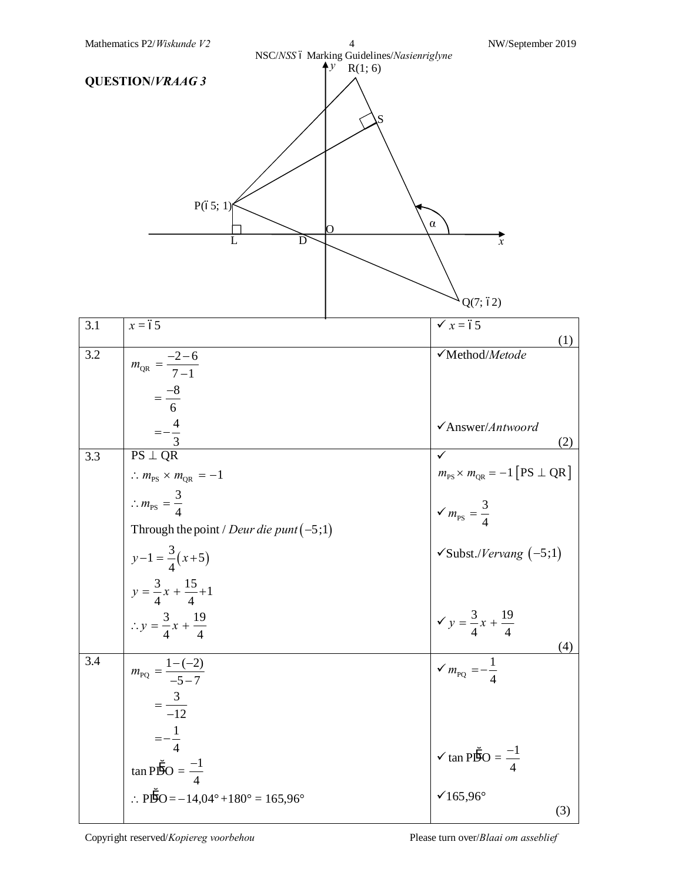## QUESTION/*VRAAG* 3

| | | |
|---|---|---|
| 3.1 | $x = -5$ | ✓ $x = -5$ (1) |
| 3.2 | $m_{QR} = \frac{-2-6}{7-1}$ <br> $= \frac{-8}{6}$ <br> $= -\frac{4}{3}$ | ✓Method/*Metode* <br><br> ✓Answer/*Antwoord* (2) |
| 3.3 | PS $\perp$ QR <br> $\therefore m_{PS} \times m_{QR} = -1$ <br> $\therefore m_{PS} = \frac{3}{4}$ <br> Through the point / *Deur die punt* $(-5;1)$ <br> $y-1 = \frac{3}{4}(x+5)$ <br> $y = \frac{3}{4}x + \frac{15}{4} + 1$ <br> $\therefore y = \frac{3}{4}x + \frac{19}{4}$ | ✓ $m_{PS} \times m_{QR} = -1$ [PS $\perp$ QR] <br> ✓ $m_{PS} = \frac{3}{4}$ <br> ✓Subst./*Vervang* $(-5;1)$ <br><br> ✓ $y = \frac{3}{4}x + \frac{19}{4}$ (4) |
| 3.4 | $m_{PQ} = \frac{1-(-2)}{-5-7}$ <br> $= \frac{3}{-12}$ <br> $= -\frac{1}{4}$ <br> $\tan \hat{PDO} = \frac{-1}{4}$ <br> $\therefore \hat{PDO} = -14{,}04° + 180° = 165{,}96°$ | ✓ $m_{PQ} = -\frac{1}{4}$ <br><br> ✓ $\tan \hat{PDO} = \frac{-1}{4}$ <br> ✓165,96° (3) |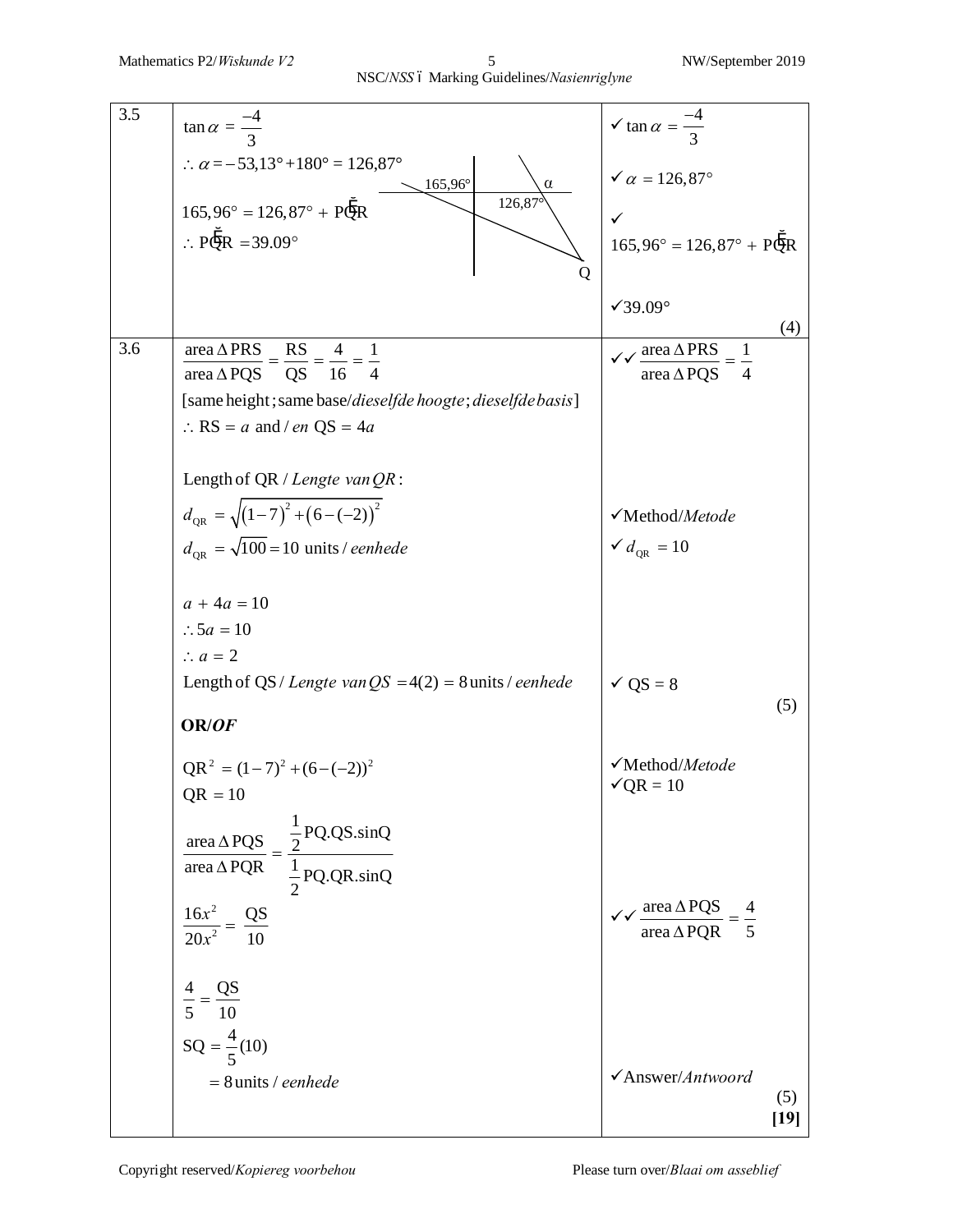| | | |
|---|---|---|
| 3.5 | $\tan\alpha = \frac{-4}{3}$<br>$\therefore \alpha = -53{,}13° + 180° = 126{,}87°$<br>$165{,}96° = 126{,}87° + P\hat{Q}R$<br>$\therefore P\hat{Q}R = 39.09°$<br>[diagram: 165,96°, α, 126,87°, Q] | ✓ $\tan\alpha = \frac{-4}{3}$<br>✓ $\alpha = 126{,}87°$<br>✓ $165{,}96° = 126{,}87° + P\hat{Q}R$<br>✓$39.09°$<br>(4) |
| 3.6 | $\frac{\text{area}\,\Delta\text{PRS}}{\text{area}\,\Delta\text{PQS}} = \frac{\text{RS}}{\text{QS}} = \frac{4}{16} = \frac{1}{4}$<br>[same height ; same base/*dieselfde hoogte*; *dieselfde basis*]<br>$\therefore$ RS $= a$ and / *en* QS $= 4a$<br><br>Length of QR / *Lengte van QR* :<br>$d_{QR} = \sqrt{(1-7)^2 + (6-(-2))^2}$<br>$d_{QR} = \sqrt{100} = 10$ units / *eenhede*<br><br>$a + 4a = 10$<br>$\therefore 5a = 10$<br>$\therefore a = 2$<br>Length of QS / *Lengte van QS* $= 4(2) = 8$ units / *eenhede* | ✓✓ $\frac{\text{area}\,\Delta\text{PRS}}{\text{area}\,\Delta\text{PQS}} = \frac{1}{4}$<br><br>✓Method/*Metode*<br>✓ $d_{QR} = 10$<br><br>✓ QS = 8<br>(5) |
| | **OR/*OF***<br><br>$\text{QR}^2 = (1-7)^2 + (6-(-2))^2$<br>$\text{QR} = 10$<br>$\frac{\text{area}\,\Delta\text{PQS}}{\text{area}\,\Delta\text{PQR}} = \frac{\frac{1}{2}\text{PQ.QS.sinQ}}{\frac{1}{2}\text{PQ.QR.sinQ}}$<br>$\frac{16x^2}{20x^2} = \frac{\text{QS}}{10}$<br><br>$\frac{4}{5} = \frac{\text{QS}}{10}$<br>$\text{SQ} = \frac{4}{5}(10)$<br>$= 8$ units / *eenhede* | ✓Method/*Metode*<br>✓QR = 10<br><br>✓✓ $\frac{\text{area}\,\Delta\text{PQS}}{\text{area}\,\Delta\text{PQR}} = \frac{4}{5}$<br><br>✓Answer/*Antwoord*<br>(5)<br>**[19]** |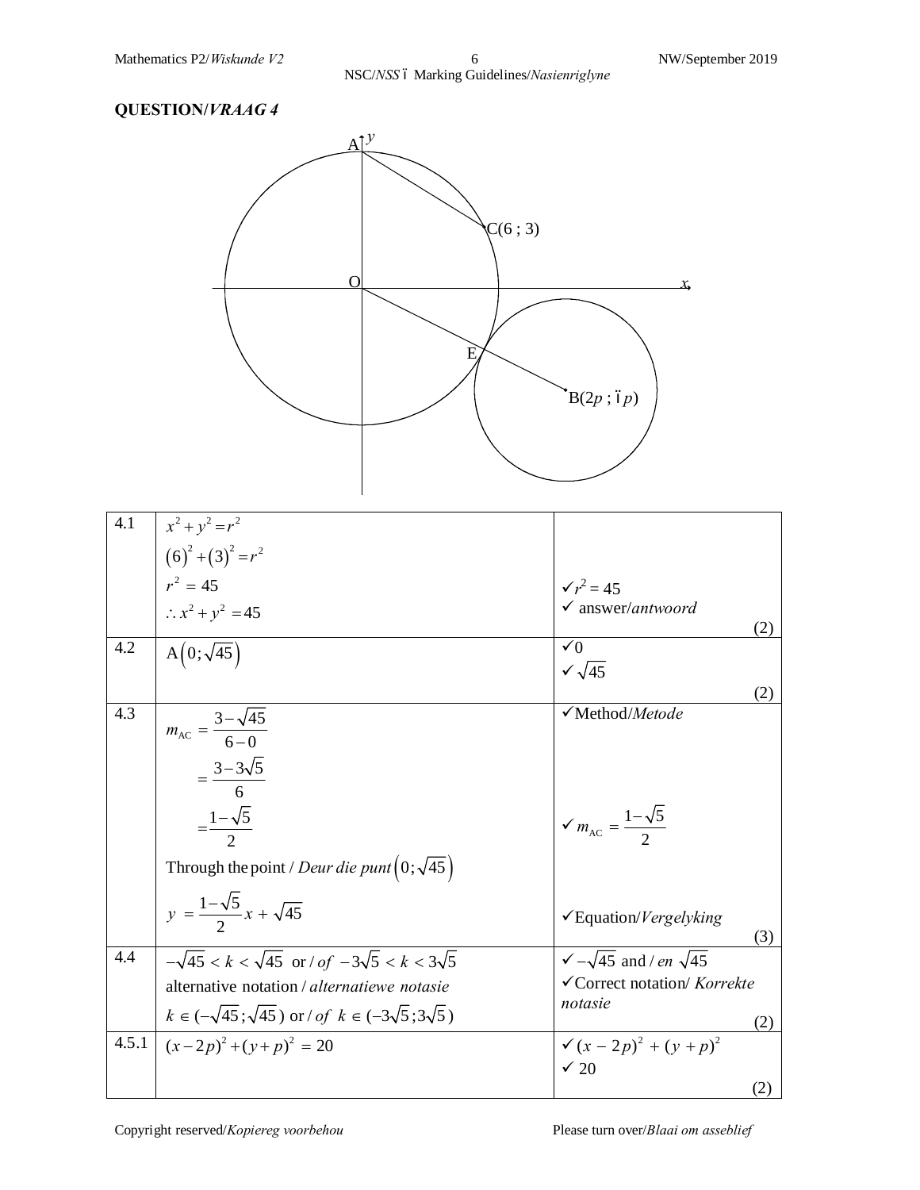## QUESTION/*VRAAG* 4

| | | |
|---|---|---|
| 4.1 | $x^2 + y^2 = r^2$<br>$(6)^2 + (3)^2 = r^2$<br>$r^2 = 45$<br>$\therefore x^2 + y^2 = 45$ | ✓$r^2 = 45$<br>✓ answer/*antwoord*<br>(2) |
| 4.2 | $\text{A}\left(0;\sqrt{45}\right)$ | ✓0<br>✓$\sqrt{45}$<br>(2) |
| 4.3 | $m_{\text{AC}} = \dfrac{3-\sqrt{45}}{6-0}$<br>$= \dfrac{3-3\sqrt{5}}{6}$<br>$= \dfrac{1-\sqrt{5}}{2}$<br>Through the point / *Deur die punt* $\left(0;\sqrt{45}\right)$<br>$y = \dfrac{1-\sqrt{5}}{2}x + \sqrt{45}$ | ✓Method/*Metode*<br>✓ $m_{\text{AC}} = \dfrac{1-\sqrt{5}}{2}$<br>✓Equation/*Vergelyking*<br>(3) |
| 4.4 | $-\sqrt{45} < k < \sqrt{45}$ or / *of* $-3\sqrt{5} < k < 3\sqrt{5}$<br>alternative notation / *alternatiewe notasie*<br>$k \in (-\sqrt{45};\sqrt{45})$ or / *of* $k \in (-3\sqrt{5};3\sqrt{5})$ | ✓ $-\sqrt{45}$ and / *en* $\sqrt{45}$<br>✓Correct notation/ *Korrekte notasie*<br>(2) |
| 4.5.1 | $(x-2p)^2 + (y+p)^2 = 20$ | ✓ $(x-2p)^2 + (y+p)^2$<br>✓ 20<br>(2) |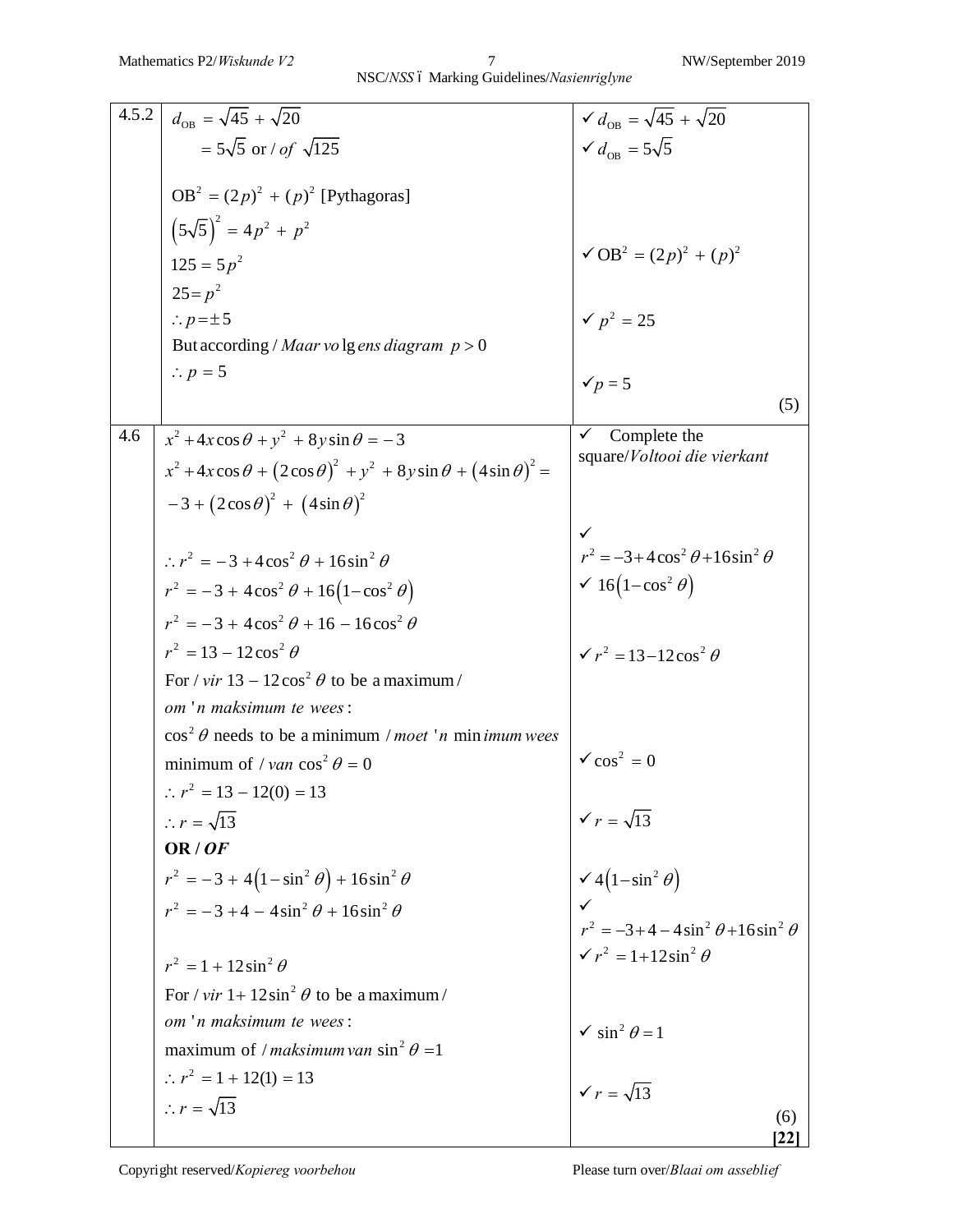| | | | |
|---|---|---|---|
| 4.5.2 | $d_{OB} = \sqrt{45} + \sqrt{20}$<br>$= 5\sqrt{5}$ or / *of* $\sqrt{125}$<br><br>$OB^2 = (2p)^2 + (p)^2$ [Pythagoras]<br>$\left(5\sqrt{5}\right)^2 = 4p^2 + p^2$<br>$125 = 5p^2$<br>$25 = p^2$<br>$\therefore p = \pm 5$<br>But according / *Maar volgens diagram* $p > 0$<br>$\therefore p = 5$ | ✓ $d_{OB} = \sqrt{45} + \sqrt{20}$<br>✓ $d_{OB} = 5\sqrt{5}$<br><br>✓ $OB^2 = (2p)^2 + (p)^2$<br><br>✓ $p^2 = 25$<br><br>✓ $p = 5$ | (5) |
| 4.6 | $x^2 + 4x\cos\theta + y^2 + 8y\sin\theta = -3$<br>$x^2 + 4x\cos\theta + (2\cos\theta)^2 + y^2 + 8y\sin\theta + (4\sin\theta)^2 =$<br>$-3 + (2\cos\theta)^2 + (4\sin\theta)^2$<br><br>$\therefore r^2 = -3 + 4\cos^2\theta + 16\sin^2\theta$<br>$r^2 = -3 + 4\cos^2\theta + 16\left(1 - \cos^2\theta\right)$<br>$r^2 = -3 + 4\cos^2\theta + 16 - 16\cos^2\theta$<br>$r^2 = 13 - 12\cos^2\theta$<br>For / *vir* $13 - 12\cos^2\theta$ to be a maximum / *om 'n maksimum te wees*:<br>$\cos^2\theta$ needs to be a minimum / *moet 'n minimum wees*<br>minimum of / *van* $\cos^2\theta = 0$<br>$\therefore r^2 = 13 - 12(0) = 13$<br>$\therefore r = \sqrt{13}$<br>**OR / *OF***<br>$r^2 = -3 + 4\left(1 - \sin^2\theta\right) + 16\sin^2\theta$<br>$r^2 = -3 + 4 - 4\sin^2\theta + 16\sin^2\theta$<br><br>$r^2 = 1 + 12\sin^2\theta$<br>For / *vir* $1 + 12\sin^2\theta$ to be a maximum / *om 'n maksimum te wees*:<br>maximum of / *maksimum van* $\sin^2\theta = 1$<br>$\therefore r^2 = 1 + 12(1) = 13$<br>$\therefore r = \sqrt{13}$ | ✓ Complete the square/*Voltooi die vierkant*<br><br>✓ $r^2 = -3 + 4\cos^2\theta + 16\sin^2\theta$<br>✓ $16\left(1 - \cos^2\theta\right)$<br><br>✓ $r^2 = 13 - 12\cos^2\theta$<br><br>✓ $\cos^2 = 0$<br><br>✓ $r = \sqrt{13}$<br><br>✓ $4\left(1 - \sin^2\theta\right)$<br>✓ $r^2 = -3 + 4 - 4\sin^2\theta + 16\sin^2\theta$<br>✓ $r^2 = 1 + 12\sin^2\theta$<br><br>✓ $\sin^2\theta = 1$<br><br>✓ $r = \sqrt{13}$ | (6)<br>**[22]** |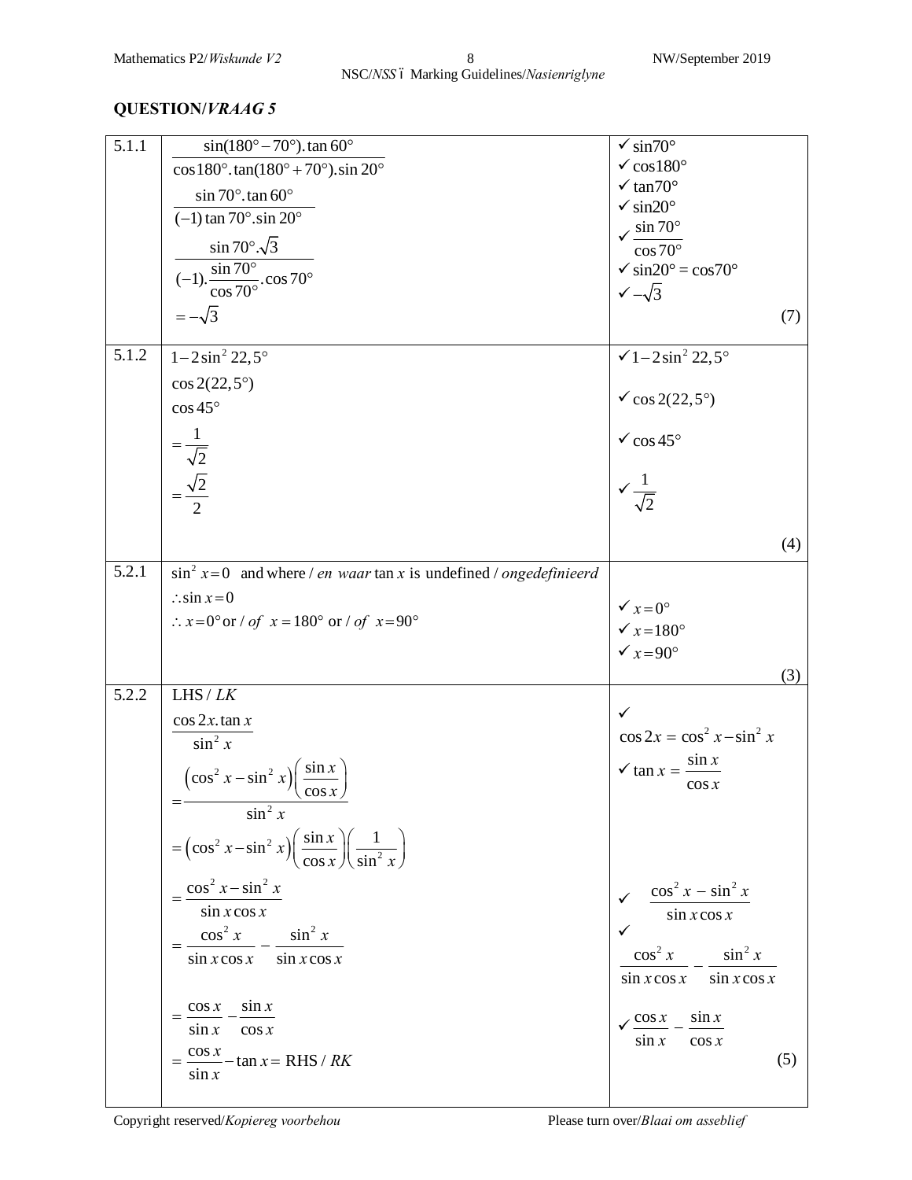## QUESTION/*VRAAG 5*

| | | |
|---|---|---|
| 5.1.1 | $\dfrac{\sin(180°-70°).\tan 60°}{\cos 180°.\tan(180°+70°).\sin 20°}$ <br> $\dfrac{\sin 70°.\tan 60°}{(-1)\tan 70°.\sin 20°}$ <br> $\dfrac{\sin 70°.\sqrt{3}}{(-1).\dfrac{\sin 70°}{\cos 70°}.\cos 70°}$ <br> $=-\sqrt{3}$ | ✓ $\sin 70°$ <br> ✓ $\cos 180°$ <br> ✓ $\tan 70°$ <br> ✓ $\sin 20°$ <br> ✓ $\dfrac{\sin 70°}{\cos 70°}$ <br> ✓ $\sin 20° = \cos 70°$ <br> ✓ $-\sqrt{3}$ <br> (7) |
| 5.1.2 | $1-2\sin^2 22,5°$ <br> $\cos 2(22,5°)$ <br> $\cos 45°$ <br> $=\dfrac{1}{\sqrt{2}}$ <br> $=\dfrac{\sqrt{2}}{2}$ | ✓ $1-2\sin^2 22,5°$ <br> ✓ $\cos 2(22,5°)$ <br> ✓ $\cos 45°$ <br> ✓ $\dfrac{1}{\sqrt{2}}$ <br> (4) |
| 5.2.1 | $\sin^2 x = 0$ and where / *en waar* $\tan x$ is undefined / *ongedefinieerd* <br> $\therefore \sin x = 0$ <br> $\therefore x = 0°$ or / *of* $x = 180°$ or / *of* $x = 90°$ | ✓ $x = 0°$ <br> ✓ $x = 180°$ <br> ✓ $x = 90°$ <br> (3) |
| 5.2.2 | LHS / *LK* <br> $\dfrac{\cos 2x.\tan x}{\sin^2 x}$ <br> $=\dfrac{(\cos^2 x-\sin^2 x)\left(\dfrac{\sin x}{\cos x}\right)}{\sin^2 x}$ <br> $=(\cos^2 x-\sin^2 x)\left(\dfrac{\sin x}{\cos x}\right)\left(\dfrac{1}{\sin^2 x}\right)$ <br> $=\dfrac{\cos^2 x-\sin^2 x}{\sin x\cos x}$ <br> $=\dfrac{\cos^2 x}{\sin x\cos x}-\dfrac{\sin^2 x}{\sin x\cos x}$ <br> $=\dfrac{\cos x}{\sin x}-\dfrac{\sin x}{\cos x}$ <br> $=\dfrac{\cos x}{\sin x}-\tan x =$ RHS / *RK* | ✓ $\cos 2x = \cos^2 x-\sin^2 x$ <br> ✓ $\tan x = \dfrac{\sin x}{\cos x}$ <br> ✓ $\dfrac{\cos^2 x-\sin^2 x}{\sin x\cos x}$ <br> ✓ $\dfrac{\cos^2 x}{\sin x\cos x}-\dfrac{\sin^2 x}{\sin x\cos x}$ <br> ✓ $\dfrac{\cos x}{\sin x}-\dfrac{\sin x}{\cos x}$ <br> (5) |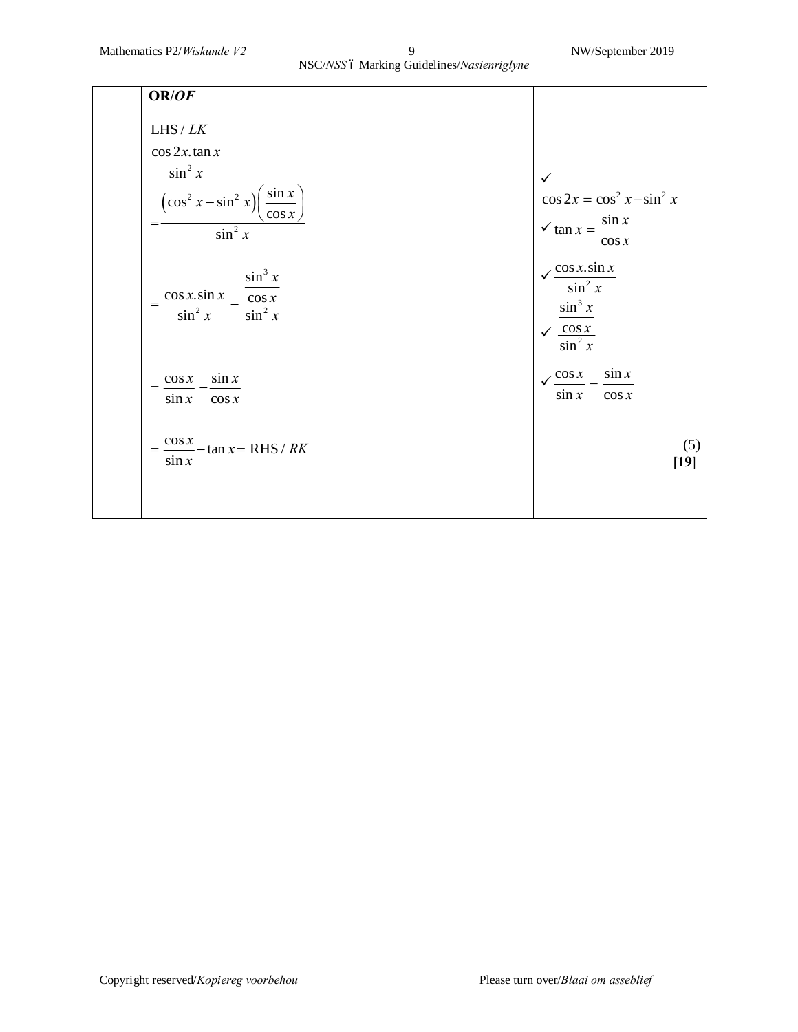| | | |
|---|---|---|
| | **OR/*OF*** | |
| | LHS / *LK* | |
| | $\dfrac{\cos 2x.\tan x}{\sin^2 x}$ | |
| | $=\dfrac{\left(\cos^2 x-\sin^2 x\right)\left(\dfrac{\sin x}{\cos x}\right)}{\sin^2 x}$ | ✓ $\cos 2x = \cos^2 x - \sin^2 x$ <br> ✓ $\tan x = \dfrac{\sin x}{\cos x}$ |
| | $=\dfrac{\cos x.\sin x}{\sin^2 x} - \dfrac{\dfrac{\sin^3 x}{\cos x}}{\sin^2 x}$ | ✓ $\dfrac{\cos x.\sin x}{\sin^2 x}$ <br> ✓ $\dfrac{\dfrac{\sin^3 x}{\cos x}}{\sin^2 x}$ |
| | $=\dfrac{\cos x}{\sin x} - \dfrac{\sin x}{\cos x}$ | ✓ $\dfrac{\cos x}{\sin x} - \dfrac{\sin x}{\cos x}$ |
| | $=\dfrac{\cos x}{\sin x} - \tan x =$ RHS / *RK* | (5) <br> **[19]** |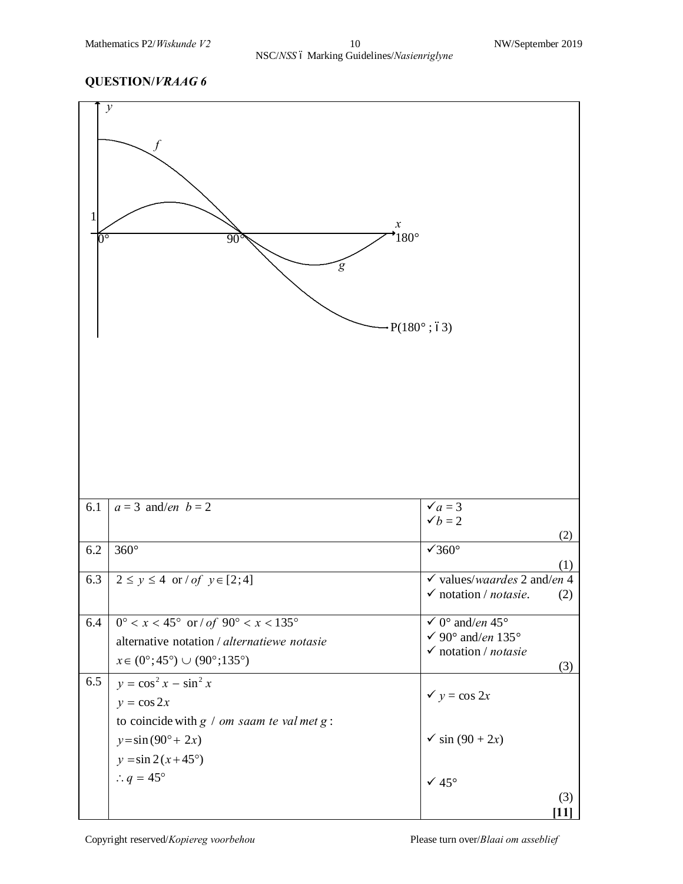## QUESTION/*VRAAG* 6

| | | |
|---|---|---|
| 6.1 | $a = 3$ and/*en* $b = 2$ | ✓$a = 3$ ✓$b = 2$ (2) |
| 6.2 | $360°$ | ✓$360°$ (1) |
| 6.3 | $2 \leq y \leq 4$ or / *of* $y \in [2;4]$ | ✓ values/*waardes* 2 and/*en* 4 ✓ notation / *notasie*. (2) |
| 6.4 | $0° < x < 45°$ or / *of* $90° < x < 135°$ alternative notation / *alternatiewe notasie* $x \in (0°;45°) \cup (90°;135°)$ | ✓ $0°$ and/*en* $45°$ ✓ $90°$ and/*en* $135°$ ✓ notation / *notasie* (3) |
| 6.5 | $y = \cos^2 x - \sin^2 x$ $y = \cos 2x$ to coincide with $g$ / *om saam te val met* $g$: $y = \sin(90° + 2x)$ $y = \sin 2(x + 45°)$ $\therefore q = 45°$ | ✓ $y = \cos 2x$ ✓ $\sin(90 + 2x)$ ✓ $45°$ (3) **[11]** |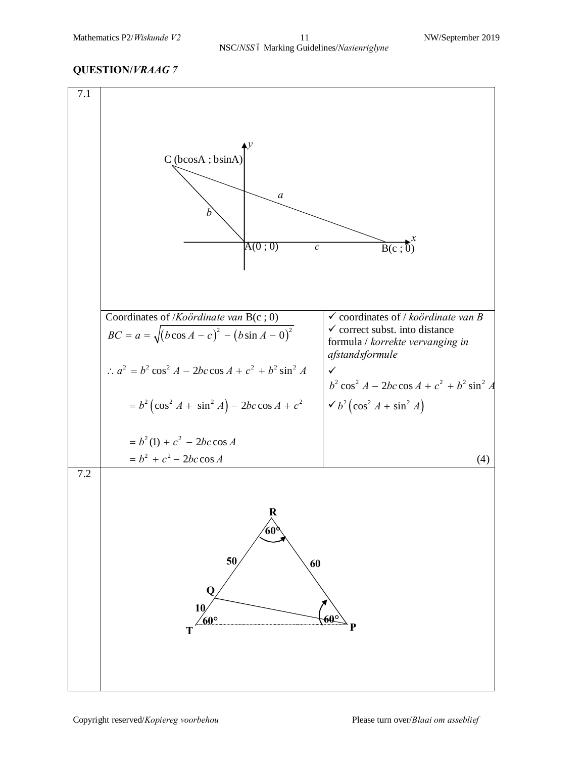## QUESTION/*VRAAG* 7

| | | |
|---|---|---|
| 7.1 | Coordinates of /*Koördinate van* B(c ; 0)<br>$BC = a = \sqrt{(b\cos A - c)^2 - (b\sin A - 0)^2}$<br>$\therefore a^2 = b^2\cos^2 A - 2bc\cos A + c^2 + b^2\sin^2 A$<br>$= b^2(\cos^2 A + \sin^2 A) - 2bc\cos A + c^2$<br>$= b^2(1) + c^2 - 2bc\cos A$<br>$= b^2 + c^2 - 2bc\cos A$ | ✓ coordinates of / *koördinate van B*<br>✓ correct subst. into distance formula / *korrekte vervanging in afstandsformule*<br>✓ $b^2\cos^2 A - 2bc\cos A + c^2 + b^2\sin^2 A$<br>✓ $b^2(\cos^2 A + \sin^2 A)$<br>(4) |
| 7.2 | | |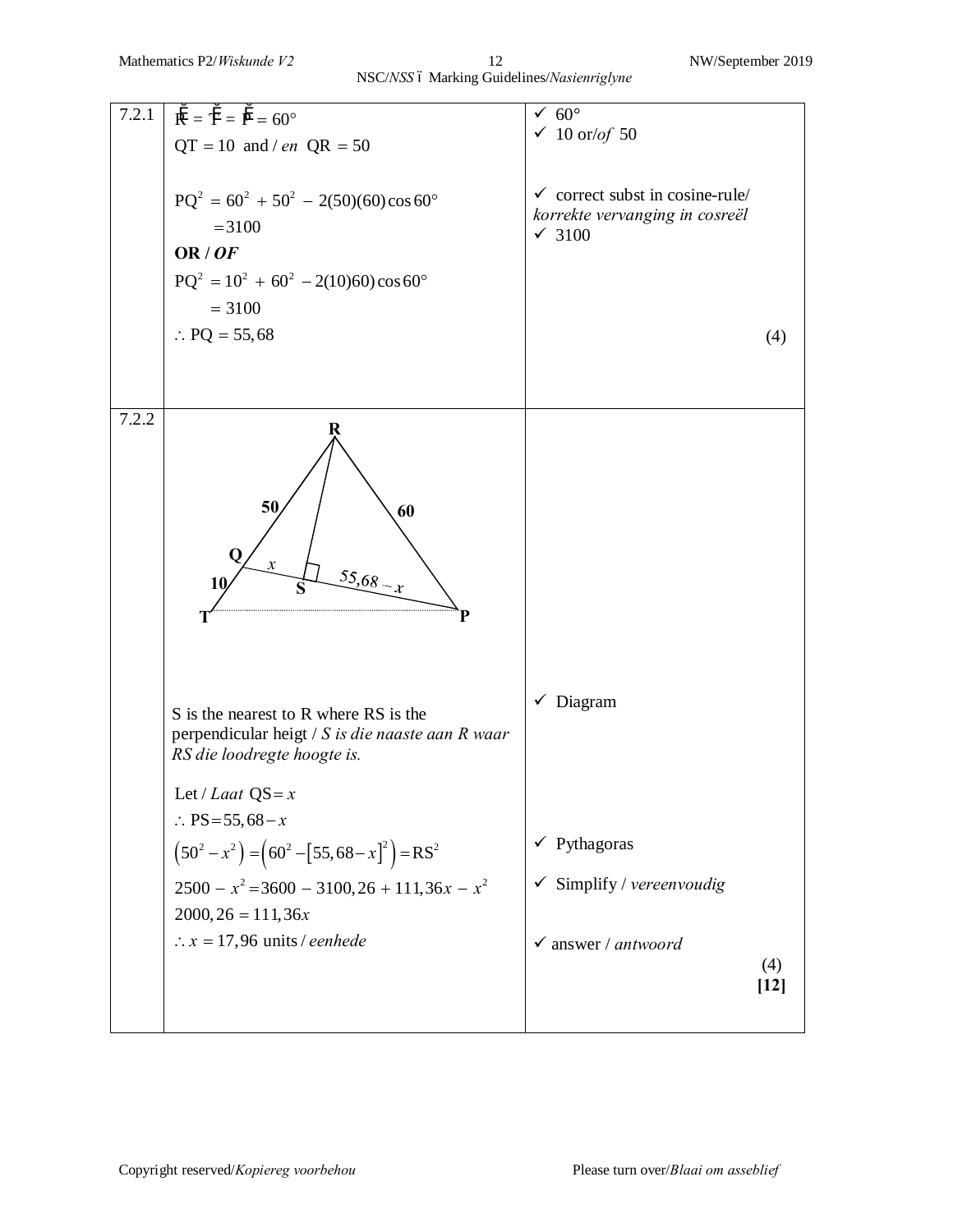| | | |
|---|---|---|
| 7.2.1 | $\hat{R} = \hat{T} = \hat{P} = 60°$<br>$QT = 10$ and / *en* $QR = 50$<br><br>$PQ^2 = 60^2 + 50^2 - 2(50)(60)\cos 60°$<br>$= 3100$<br>**OR / *OF***<br>$PQ^2 = 10^2 + 60^2 - 2(10)60)\cos 60°$<br>$= 3100$<br>$\therefore PQ = 55,68$ | ✓ 60°<br>✓ 10 or/*of* 50<br><br>✓ correct subst in cosine-rule/ *korrekte vervanging in cosreël*<br>✓ 3100<br><br><br><br>(4) |
| 7.2.2 | [Diagram: triangle RTP with Q on RT, RQ = 50, QT = 10, RP = 60; S on QP with RS ⊥ QP, QS = $x$, SP = $55,68 - x$]<br><br>S is the nearest to R where RS is the perpendicular heigt / *S is die naaste aan R waar RS die loodregte hoogte is.*<br><br>Let / *Laat* $QS = x$<br>$\therefore PS = 55,68 - x$<br>$\left(50^2 - x^2\right) = \left(60^2 - [55,68 - x]^2\right) = RS^2$<br>$2500 - x^2 = 3600 - 3100,26 + 111,36x - x^2$<br>$2000,26 = 111,36x$<br>$\therefore x = 17,96$ units / *eenhede* | ✓ Diagram<br><br><br>✓ Pythagoras<br><br>✓ Simplify / *vereenvoudig*<br><br>✓ answer / *antwoord*<br><br>(4)<br>**[12]** |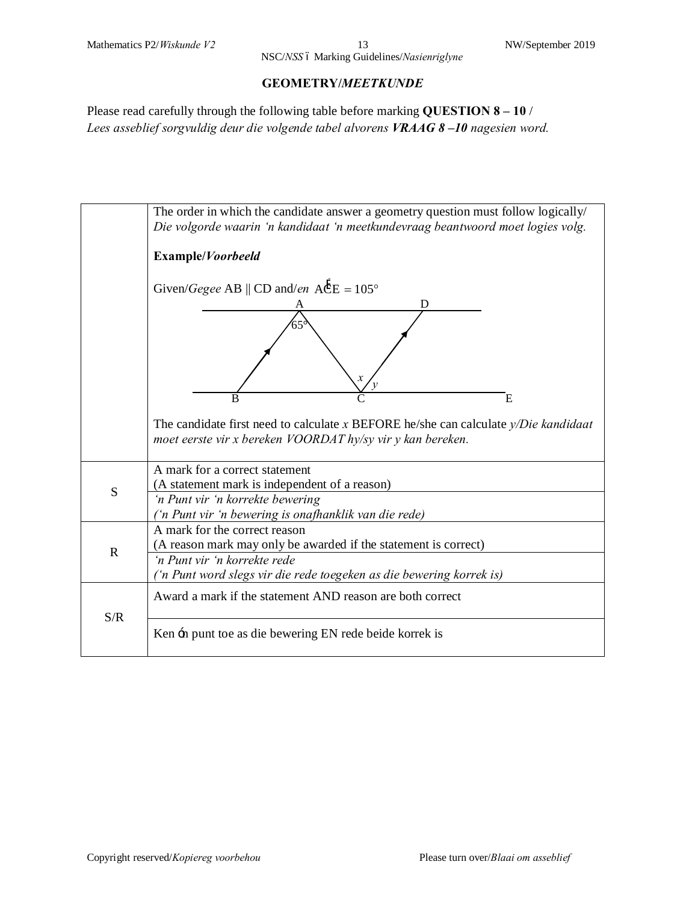## GEOMETRY/*MEETKUNDE*

Please read carefully through the following table before marking **QUESTION 8 – 10** /
*Lees asseblief sorgvuldig deur die volgende tabel alvorens* ***VRAAG 8 –10*** *nagesien word.*

| | |
|---|---|
| | The order in which the candidate answer a geometry question must follow logically/ *Die volgorde waarin 'n kandidaat 'n meetkundevraag beantwoord moet logies volg.*<br><br>**Example/*Voorbeeld***<br><br>Given/*Gegee* AB \|\| CD and/*en* $\hat{ACE} = 105°$<br><br>(Diagram: A, D on top line; B, C, E on bottom line; angle at A = 65°; angles $x$ and $y$ at C)<br><br>The candidate first need to calculate $x$ BEFORE he/she can calculate $y$/*Die kandidaat moet eerste vir x bereken VOORDAT hy/sy vir y kan bereken.* |
| S | A mark for a correct statement<br>(A statement mark is independent of a reason)<br>*'n Punt vir 'n korrekte bewering*<br>*('n Punt vir 'n bewering is onafhanklik van die rede)* |
| R | A mark for the correct reason<br>(A reason mark may only be awarded if the statement is correct)<br>*'n Punt vir 'n korrekte rede*<br>*('n Punt word slegs vir die rede toegeken as die bewering korrek is)* |
| S/R | Award a mark if the statement AND reason are both correct<br><br>Ken 'n punt toe as die bewering EN rede beide korrek is |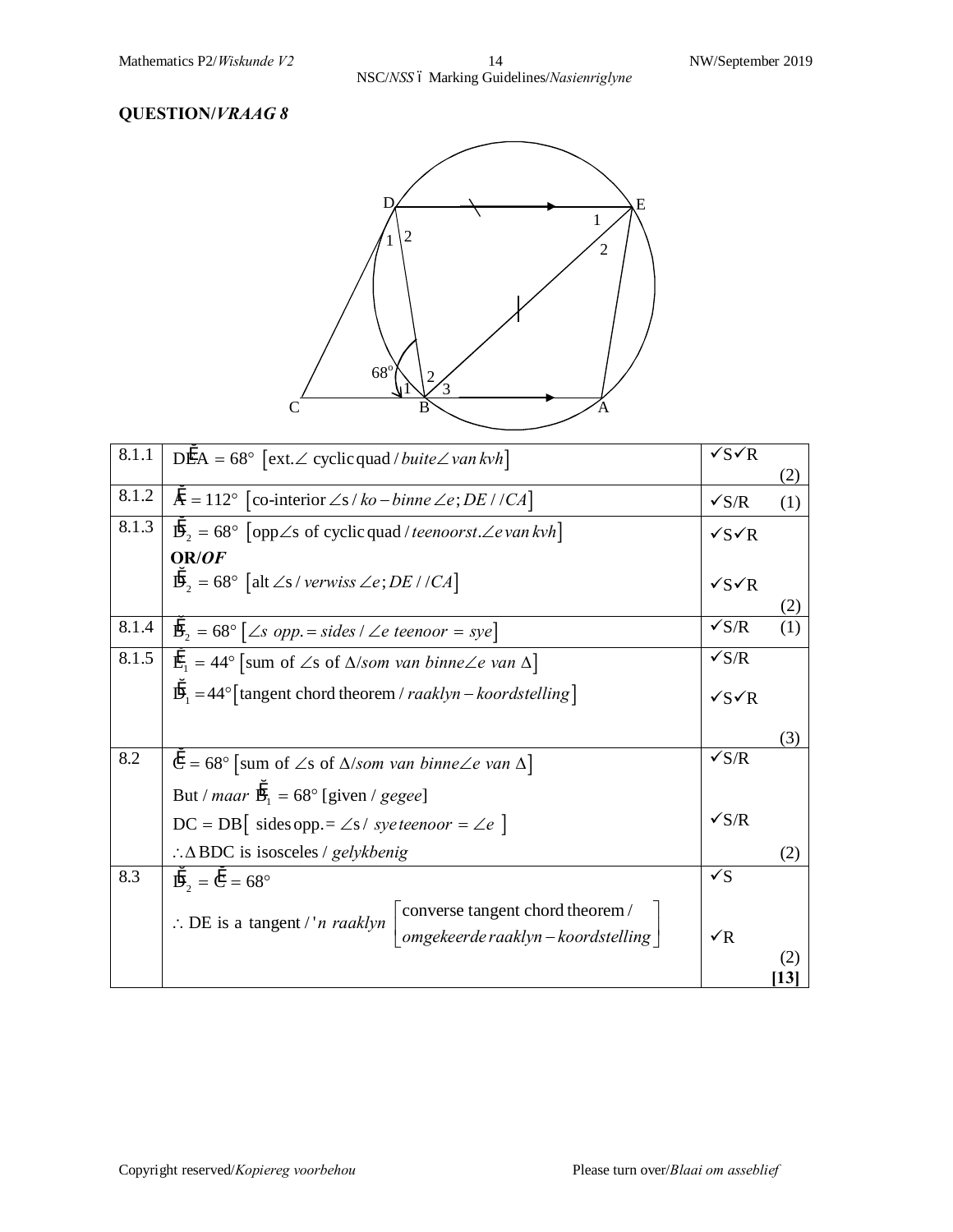## QUESTION/*VRAAG* 8

| | | |
|---|---|---|
| 8.1.1 | $D\hat{E}A = 68°$ [ext.∠ cyclic quad / *buite∠ van kvh*] | ✓S✓R (2) |
| 8.1.2 | $\hat{A} = 112°$ [co-interior ∠s / *ko – binne ∠e*; $DE // CA$] | ✓S/R (1) |
| 8.1.3 | $\hat{D}_2 = 68°$ [opp∠s of cyclic quad / *teenoorst.∠e van kvh*]<br>**OR/*OF***<br>$\hat{D}_2 = 68°$ [alt ∠s / *verwiss ∠e*; $DE // CA$] | ✓S✓R<br><br>✓S✓R (2) |
| 8.1.4 | $\hat{B}_2 = 68°$ [*∠s opp. = sides / ∠e teenoor = sye*] | ✓S/R (1) |
| 8.1.5 | $\hat{E}_1 = 44°$ [sum of ∠s of Δ/*som van binne∠e van Δ*]<br>$\hat{D}_1 = 44°$ [tangent chord theorem / *raaklyn – koordstelling*] | ✓S/R<br>✓S✓R<br><br>(3) |
| 8.2 | $\hat{C} = 68°$ [sum of ∠s of Δ/*som van binne∠e van Δ*]<br>But / *maar* $\hat{B}_1 = 68°$ [given / *gegee*]<br>DC = DB [ sides opp.= ∠s / *sye teenoor = ∠e* ]<br>∴ Δ BDC is isosceles / *gelykbenig* | ✓S/R<br><br>✓S/R<br>(2) |
| 8.3 | $\hat{D}_2 = \hat{C} = 68°$<br>∴ DE is a tangent / *'n raaklyn* [converse tangent chord theorem / *omgekeerde raaklyn – koordstelling*] | ✓S<br><br>✓R<br>(2)<br>**[13]** |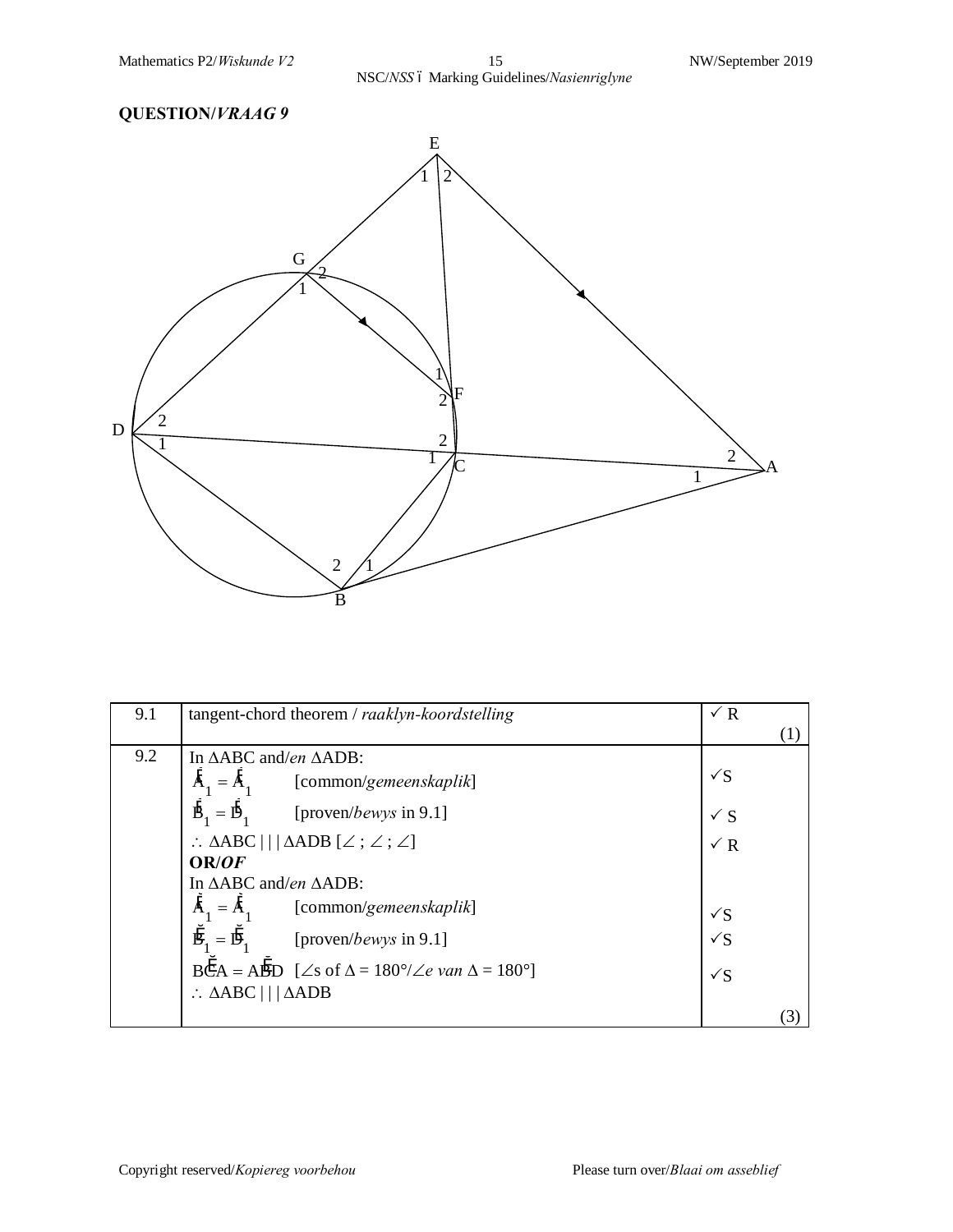## QUESTION/*VRAAG* 9

| | | |
|---|---|---|
| 9.1 | tangent-chord theorem / *raaklyn-koordstelling* | ✓ R (1) |
| 9.2 | In $\Delta$ABC and/*en* $\Delta$ADB:<br>$\hat{A}_1 = \hat{A}_1$ [common/*gemeenskaplik*]<br>$\hat{B}_1 = \hat{D}_1$ [proven/*bewys* in 9.1]<br>$\therefore$ $\Delta$ABC \|\|\| $\Delta$ADB [$\angle$ ; $\angle$ ; $\angle$]<br>**OR/*OF***<br>In $\Delta$ABC and/*en* $\Delta$ADB:<br>$\hat{A}_1 = \hat{A}_1$ [common/*gemeenskaplik*]<br>$\hat{B}_1 = \hat{D}_1$ [proven/*bewys* in 9.1]<br>$B\hat{C}A = A\hat{B}D$ [$\angle$s of $\Delta$ = 180°/$\angle$*e van* $\Delta$ = 180°]<br>$\therefore$ $\Delta$ABC \|\|\| $\Delta$ADB | ✓S<br>✓ S<br>✓ R<br><br><br>✓S<br>✓S<br>✓S<br>(3) |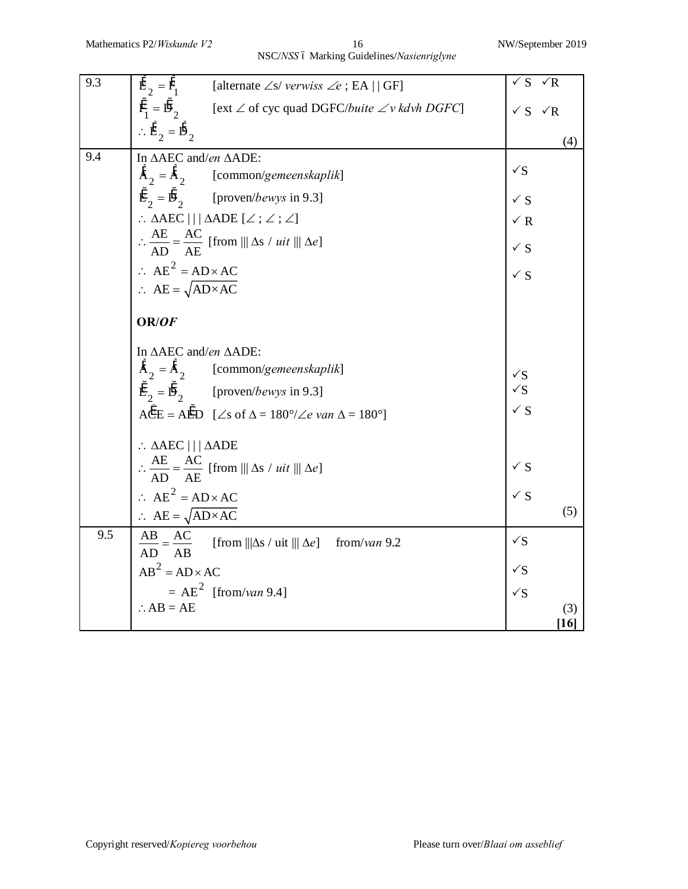| | | |
|---|---|---|
| 9.3 | $\hat{E}_2 = \hat{F}_1$ [alternate ∠s/ *verwiss* ∠*e* ; EA \| \| GF]<br>$\hat{F}_1 = \hat{D}_2$ [ext ∠ of cyc quad DGFC/*buite* ∠ *v kdvh DGFC*]<br>$\therefore \hat{E}_2 = \hat{D}_2$ | ✓ S ✓R<br>✓ S ✓R<br>(4) |
| 9.4 | In ΔAEC and/*en* ΔADE:<br>$\hat{A}_2 = \hat{A}_2$ [common/*gemeenskaplik*]<br>$\hat{E}_2 = \hat{D}_2$ [proven/*bewys* in 9.3]<br>∴ ΔAEC \| \| \| ΔADE [∠ ; ∠ ; ∠]<br>$\therefore \frac{AE}{AD} = \frac{AC}{AE}$ [from \|\|\| Δs / *uit* \|\|\| Δ*e*]<br>$\therefore AE^2 = AD \times AC$<br>$\therefore AE = \sqrt{AD \times AC}$<br><br>**OR/*OF***<br><br>In ΔAEC and/*en* ΔADE:<br>$\hat{A}_2 = \hat{A}_2$ [common/*gemeenskaplik*]<br>$\hat{E}_2 = \hat{D}_2$ [proven/*bewys* in 9.3]<br>$A\hat{C}E = A\hat{E}D$ [∠s of Δ = 180°/∠*e van* Δ = 180°]<br><br>∴ ΔAEC \| \| \| ΔADE<br>$\therefore \frac{AE}{AD} = \frac{AC}{AE}$ [from \|\|\| Δs / *uit* \|\|\| Δ*e*]<br>$\therefore AE^2 = AD \times AC$<br>$\therefore AE = \sqrt{AD \times AC}$ | ✓S<br>✓ S<br>✓ R<br>✓ S<br>✓ S<br><br><br><br><br><br>✓S<br>✓S<br>✓ S<br><br><br>✓ S<br>✓ S<br>(5) |
| 9.5 | $\frac{AB}{AD} = \frac{AC}{AB}$ [from \|\|\|Δs / uit \|\|\| Δ*e*] from/*van* 9.2<br>$AB^2 = AD \times AC$<br>$= AE^2$ [from/*van* 9.4]<br>∴ AB = AE | ✓S<br>✓S<br>✓S<br>(3)<br>**[16]** |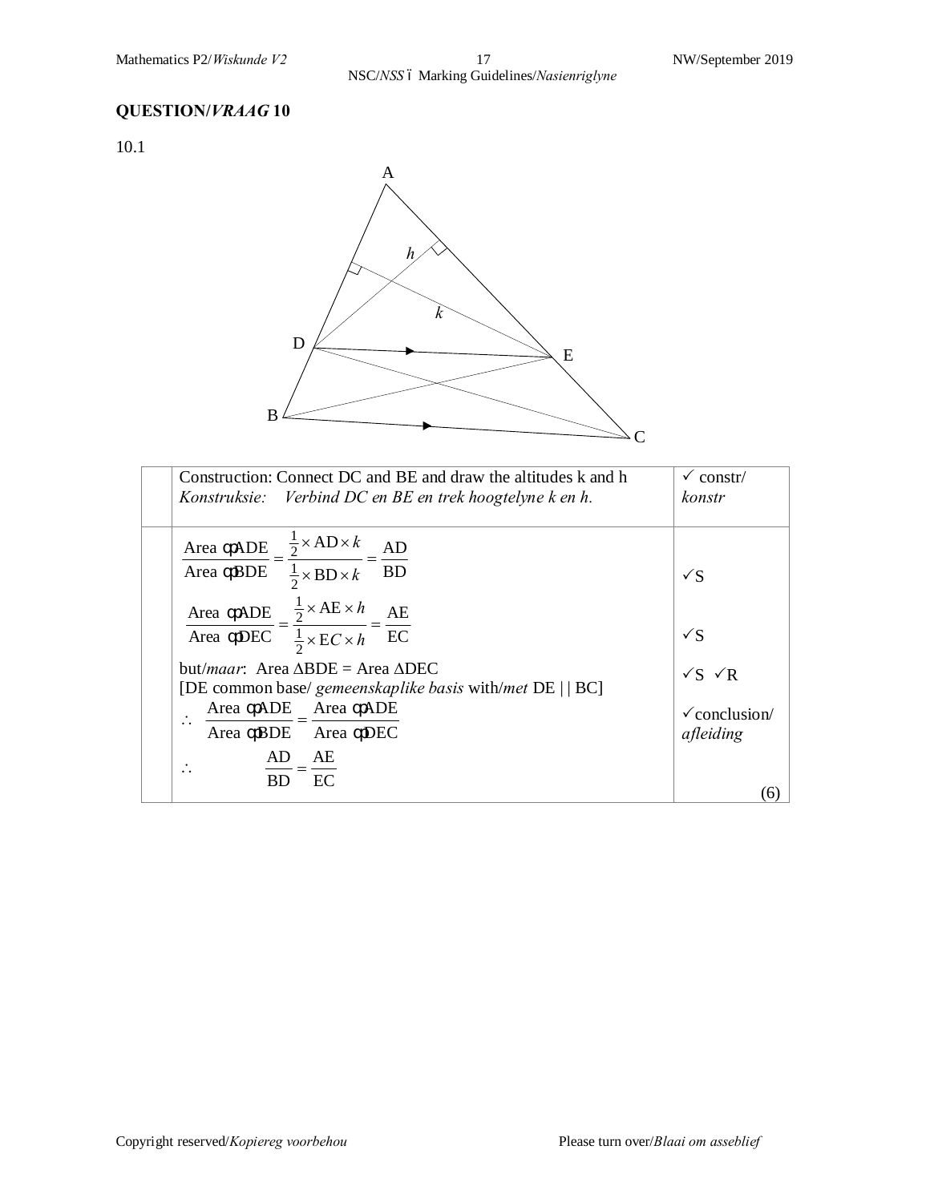## QUESTION/*VRAAG* 10

10.1

| | | |
|---|---|---|
| | Construction: Connect DC and BE and draw the altitudes k and h<br>*Konstruksie: Verbind DC en BE en trek hoogtelyne k en h.* | ✓ constr/ *konstr* |
| | $\frac{\text{Area } \triangle\text{ADE}}{\text{Area } \triangle\text{BDE}} = \frac{\frac{1}{2} \times \text{AD} \times k}{\frac{1}{2} \times \text{BD} \times k} = \frac{\text{AD}}{\text{BD}}$<br>$\frac{\text{Area } \triangle\text{ADE}}{\text{Area } \triangle\text{DEC}} = \frac{\frac{1}{2} \times \text{AE} \times h}{\frac{1}{2} \times \text{E}C \times h} = \frac{\text{AE}}{\text{EC}}$<br>but/*maar*: Area $\Delta$BDE = Area $\Delta$DEC<br>[DE common base/ *gemeenskaplike basis* with/*met* DE \| \| BC]<br>$\therefore \frac{\text{Area } \triangle\text{ADE}}{\text{Area } \triangle\text{BDE}} = \frac{\text{Area } \triangle\text{ADE}}{\text{Area } \triangle\text{DEC}}$<br>$\therefore \frac{\text{AD}}{\text{BD}} = \frac{\text{AE}}{\text{EC}}$ | ✓S<br>✓S<br>✓S ✓R<br>✓conclusion/ *afleiding*<br>(6) |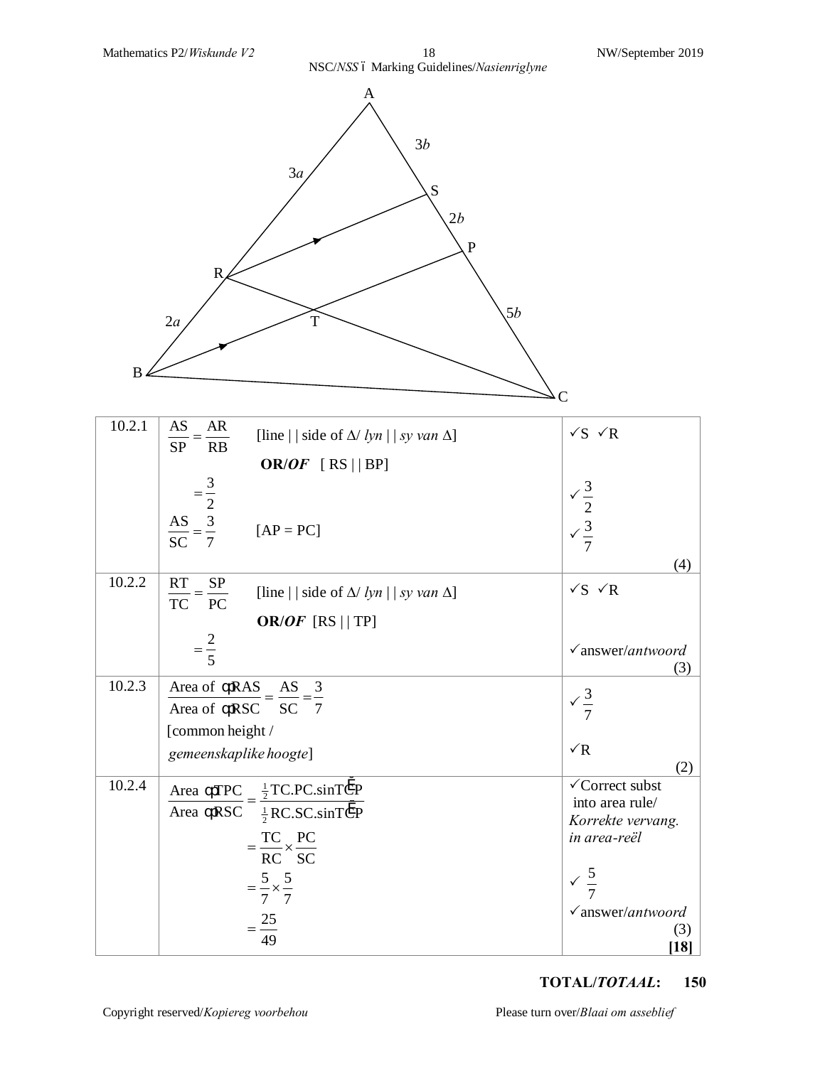| | | |
|---|---|---|
| 10.2.1 | $\frac{AS}{SP} = \frac{AR}{RB}$ [line \| \| side of Δ/ *lyn \| \| sy van* Δ] **OR/*OF*** [ RS \| \| BP] $= \frac{3}{2}$ $\frac{AS}{SC} = \frac{3}{7}$ [AP = PC] | ✓S ✓R ✓$\frac{3}{2}$ ✓$\frac{3}{7}$ (4) |
| 10.2.2 | $\frac{RT}{TC} = \frac{SP}{PC}$ [line \| \| side of Δ/ *lyn \| \| sy van* Δ] **OR/*OF*** [RS \| \| TP] $= \frac{2}{5}$ | ✓S ✓R ✓answer/*antwoord* (3) |
| 10.2.3 | $\frac{\text{Area of } \triangle RAS}{\text{Area of } \triangle RSC} = \frac{AS}{SC} = \frac{3}{7}$ [common height / *gemeenskaplike hoogte*] | ✓$\frac{3}{7}$ ✓R (2) |
| 10.2.4 | $\frac{\text{Area } \triangle TPC}{\text{Area } \triangle RSC} = \frac{\frac{1}{2}TC.PC.\sin T\hat{C}P}{\frac{1}{2}RC.SC.\sin T\hat{C}P}$ $= \frac{TC}{RC} \times \frac{PC}{SC}$ $= \frac{5}{7} \times \frac{5}{7}$ $= \frac{25}{49}$ | ✓Correct subst into area rule/ *Korrekte vervang. in area-reël* ✓$\frac{5}{7}$ ✓answer/*antwoord* (3) **[18]** |

**TOTAL/*TOTAAL*: 150**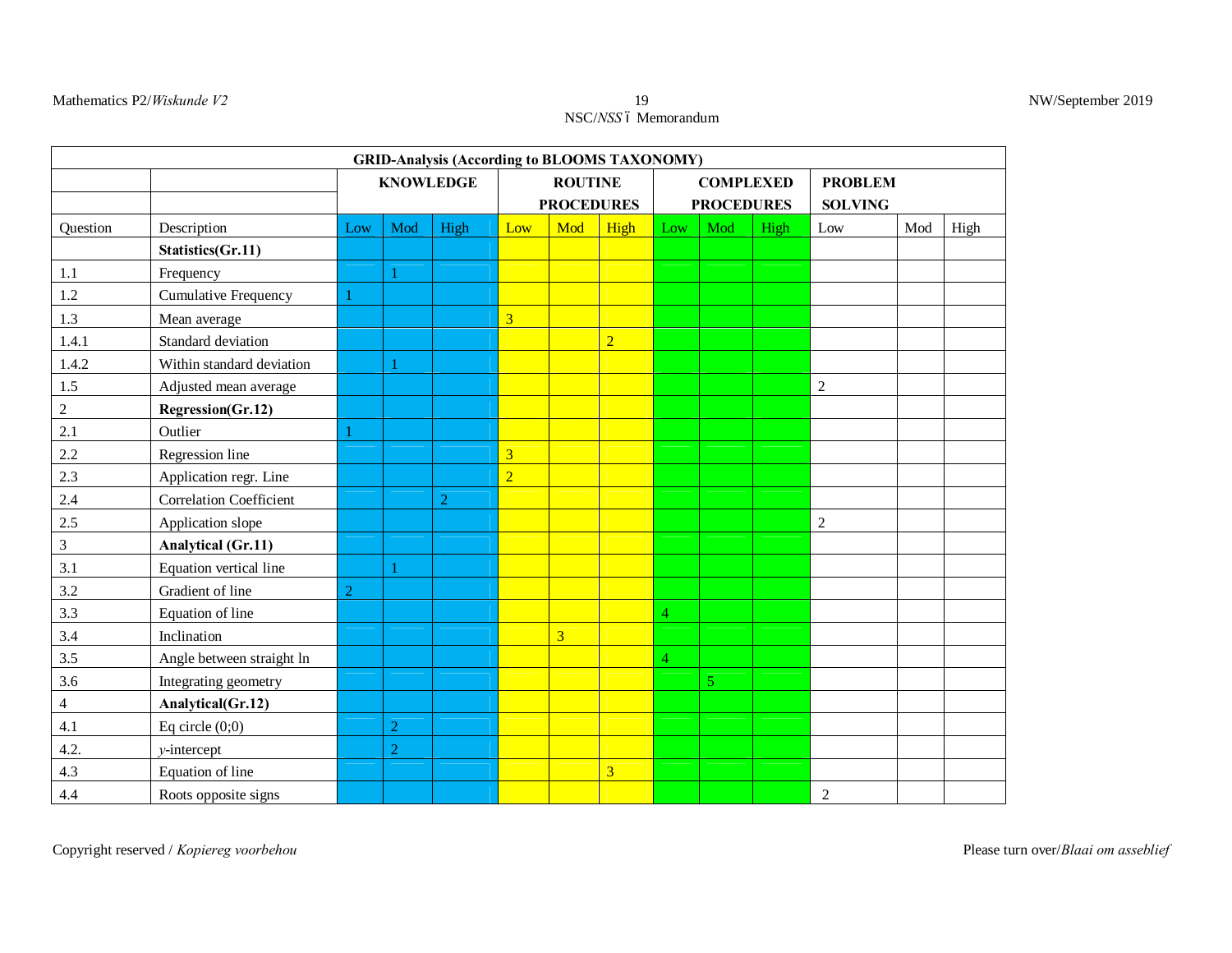| GRID-Analysis (According to BLOOMS TAXONOMY) | | | | | | | | | | | | | |
|---|---|---|---|---|---|---|---|---|---|---|---|---|---|
| | | KNOWLEDGE | | | ROUTINE PROCEDURES | | | COMPLEXED PROCEDURES | | | PROBLEM SOLVING | | |
| Question | Description | Low | Mod | High | Low | Mod | High | Low | Mod | High | Low | Mod | High |
| | **Statistics(Gr.11)** | | | | | | | | | | | | |
| 1.1 | Frequency | | 1 | | | | | | | | | | |
| 1.2 | Cumulative Frequency | 1 | | | | | | | | | | | |
| 1.3 | Mean average | | | | 3 | | | | | | | | |
| 1.4.1 | Standard deviation | | | | | | 2 | | | | | | |
| 1.4.2 | Within standard deviation | | 1 | | | | | | | | | | |
| 1.5 | Adjusted mean average | | | | | | | | | | 2 | | |
| 2 | **Regression(Gr.12)** | | | | | | | | | | | | |
| 2.1 | Outlier | 1 | | | | | | | | | | | |
| 2.2 | Regression line | | | | 3 | | | | | | | | |
| 2.3 | Application regr. Line | | | | 2 | | | | | | | | |
| 2.4 | Correlation Coefficient | | | 2 | | | | | | | | | |
| 2.5 | Application slope | | | | | | | | | | 2 | | |
| 3 | **Analytical (Gr.11)** | | | | | | | | | | | | |
| 3.1 | Equation vertical line | | 1 | | | | | | | | | | |
| 3.2 | Gradient of line | 2 | | | | | | | | | | | |
| 3.3 | Equation of line | | | | | | | 4 | | | | | |
| 3.4 | Inclination | | | | | 3 | | | | | | | |
| 3.5 | Angle between straight ln | | | | | | | 4 | | | | | |
| 3.6 | Integrating geometry | | | | | | | | 5 | | | | |
| 4 | **Analytical(Gr.12)** | | | | | | | | | | | | |
| 4.1 | Eq circle (0;0) | | 2 | | | | | | | | | | |
| 4.2. | $y$-intercept | | 2 | | | | | | | | | | |
| 4.3 | Equation of line | | | | | | 3 | | | | | | |
| 4.4 | Roots opposite signs | | | | | | | | | | 2 | | |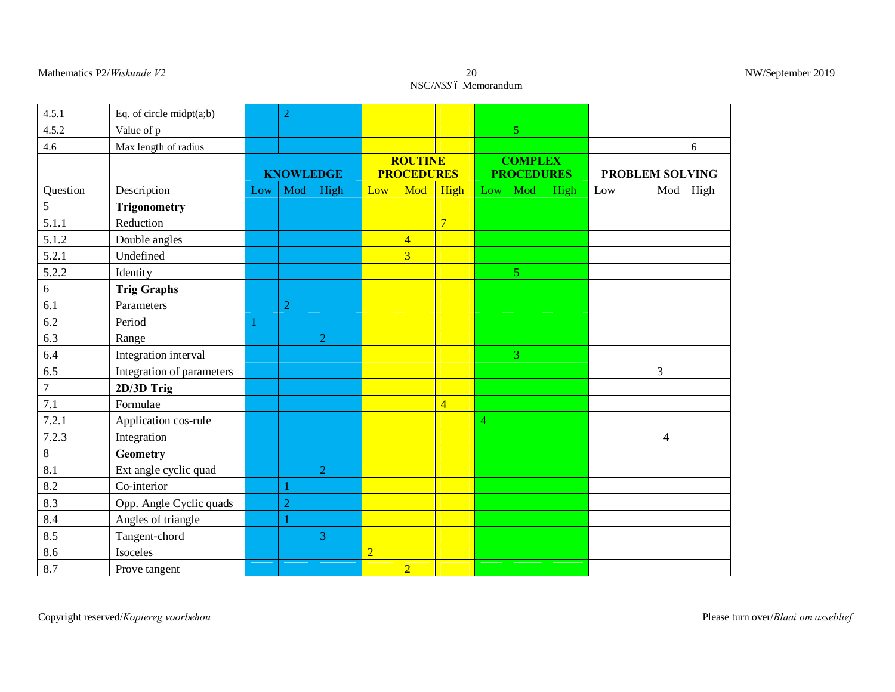| 4.5.1 | Eq. of circle midpt(a;b) | | 2 | | | | | | | | | | |
|---|---|---|---|---|---|---|---|---|---|---|---|---|---|
| 4.5.2 | Value of p | | | | | | | | 5 | | | | |
| 4.6 | Max length of radius | | | | | | | | | | | | 6 |
| | | **KNOWLEDGE** | | | **ROUTINE PROCEDURES** | | | **COMPLEX PROCEDURES** | | | **PROBLEM SOLVING** | | |
| Question | Description | Low | Mod | High | Low | Mod | High | Low | Mod | High | Low | Mod | High |
| 5 | **Trigonometry** | | | | | | | | | | | | |
| 5.1.1 | Reduction | | | | | | 7 | | | | | | |
| 5.1.2 | Double angles | | | | | 4 | | | | | | | |
| 5.2.1 | Undefined | | | | | 3 | | | | | | | |
| 5.2.2 | Identity | | | | | | | | 5 | | | | |
| 6 | **Trig Graphs** | | | | | | | | | | | | |
| 6.1 | Parameters | | 2 | | | | | | | | | | |
| 6.2 | Period | 1 | | | | | | | | | | | |
| 6.3 | Range | | | 2 | | | | | | | | | |
| 6.4 | Integration interval | | | | | | | | 3 | | | | |
| 6.5 | Integration of parameters | | | | | | | | | | | 3 | |
| 7 | **2D/3D Trig** | | | | | | | | | | | | |
| 7.1 | Formulae | | | | | | 4 | | | | | | |
| 7.2.1 | Application cos-rule | | | | | | | 4 | | | | | |
| 7.2.3 | Integration | | | | | | | | | | | 4 | |
| 8 | **Geometry** | | | | | | | | | | | | |
| 8.1 | Ext angle cyclic quad | | | 2 | | | | | | | | | |
| 8.2 | Co-interior | | 1 | | | | | | | | | | |
| 8.3 | Opp. Angle Cyclic quads | | 2 | | | | | | | | | | |
| 8.4 | Angles of triangle | | 1 | | | | | | | | | | |
| 8.5 | Tangent-chord | | | 3 | | | | | | | | | |
| 8.6 | Isoceles | | | | 2 | | | | | | | | |
| 8.7 | Prove tangent | | | | | 2 | | | | | | | |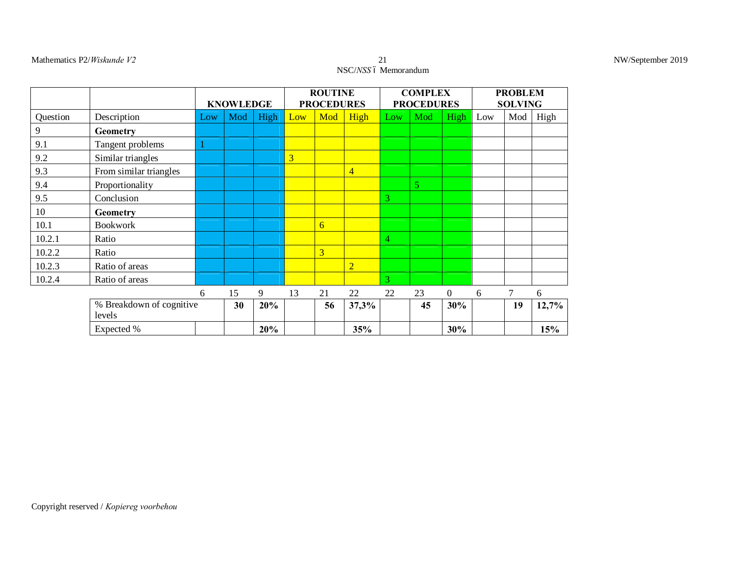| | | KNOWLEDGE | | | ROUTINE PROCEDURES | | | COMPLEX PROCEDURES | | | PROBLEM SOLVING | | |
|---|---|---|---|---|---|---|---|---|---|---|---|---|---|
| Question | Description | Low | Mod | High | Low | Mod | High | Low | Mod | High | Low | Mod | High |
| 9 | **Geometry** | | | | | | | | | | | | |
| 9.1 | Tangent problems | 1 | | | | | | | | | | | |
| 9.2 | Similar triangles | | | | 3 | | | | | | | | |
| 9.3 | From similar triangles | | | | | | 4 | | | | | | |
| 9.4 | Proportionality | | | | | | | | 5 | | | | |
| 9.5 | Conclusion | | | | | | | 3 | | | | | |
| 10 | **Geometry** | | | | | | | | | | | | |
| 10.1 | Bookwork | | | | | 6 | | | | | | | |
| 10.2.1 | Ratio | | | | | | | 4 | | | | | |
| 10.2.2 | Ratio | | | | | 3 | | | | | | | |
| 10.2.3 | Ratio of areas | | | | | | 2 | | | | | | |
| 10.2.4 | Ratio of areas | | | | | | | 3 | | | | | |
| | | 6 | 15 | 9 | 13 | 21 | 22 | 22 | 23 | 0 | 6 | 7 | 6 |
| | % Breakdown of cognitive levels | | **30** | **20%** | | **56** | **37,3%** | | **45** | **30%** | | **19** | **12,7%** |
| | Expected % | | | **20%** | | | **35%** | | | **30%** | | | **15%** |

Copyright reserved / *Kopiereg voorbehou*